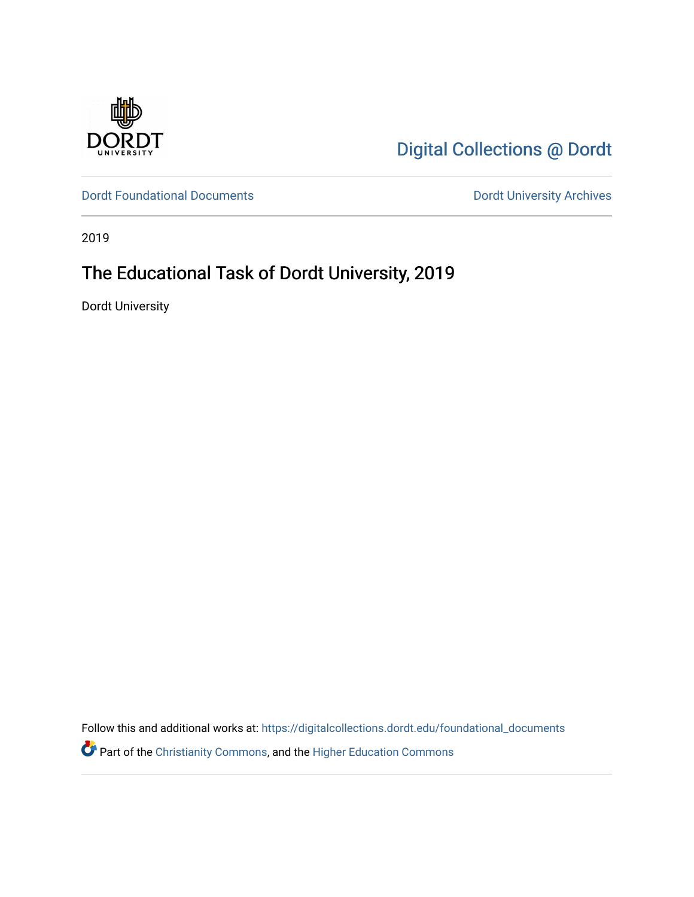Digital Collections @ Dordt

Dordt Foundational Documents | Dordt University Archives

2019

# The Educational Task of Dordt University, 2019

Dordt University

Follow this and additional works at: https://digitalcollections.dordt.edu/foundational_documents

Part of the Christianity Commons, and the Higher Education Commons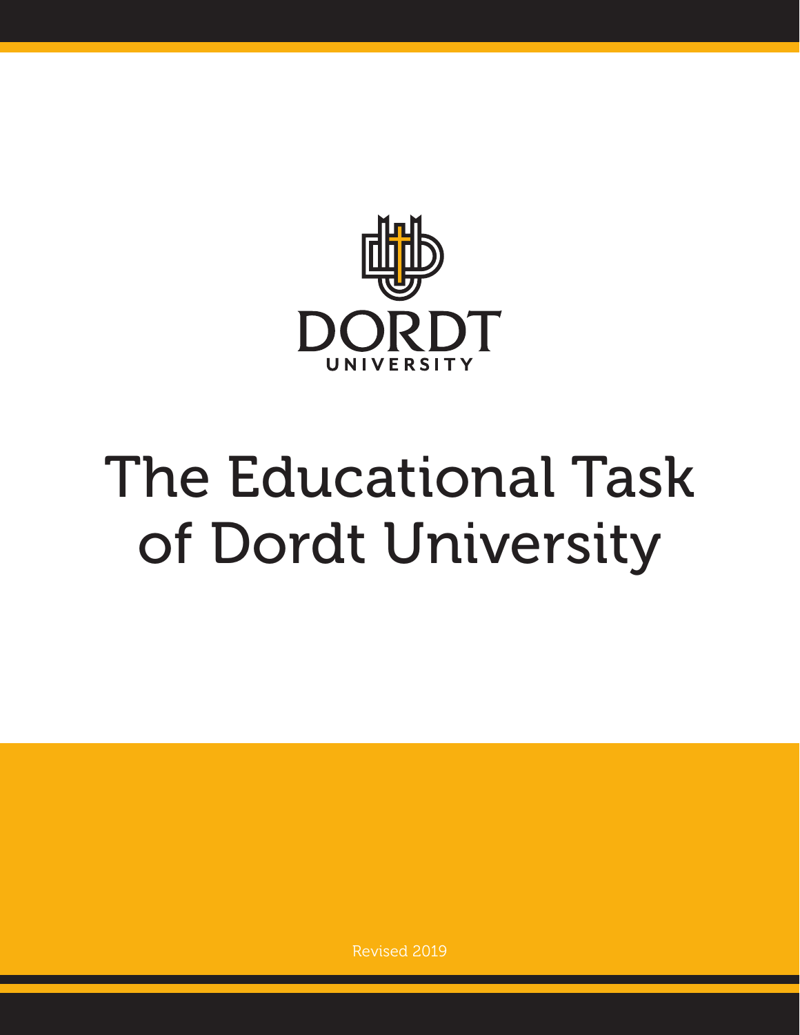DORDT

UNIVERSITY

# The Educational Task of Dordt University

Revised 2019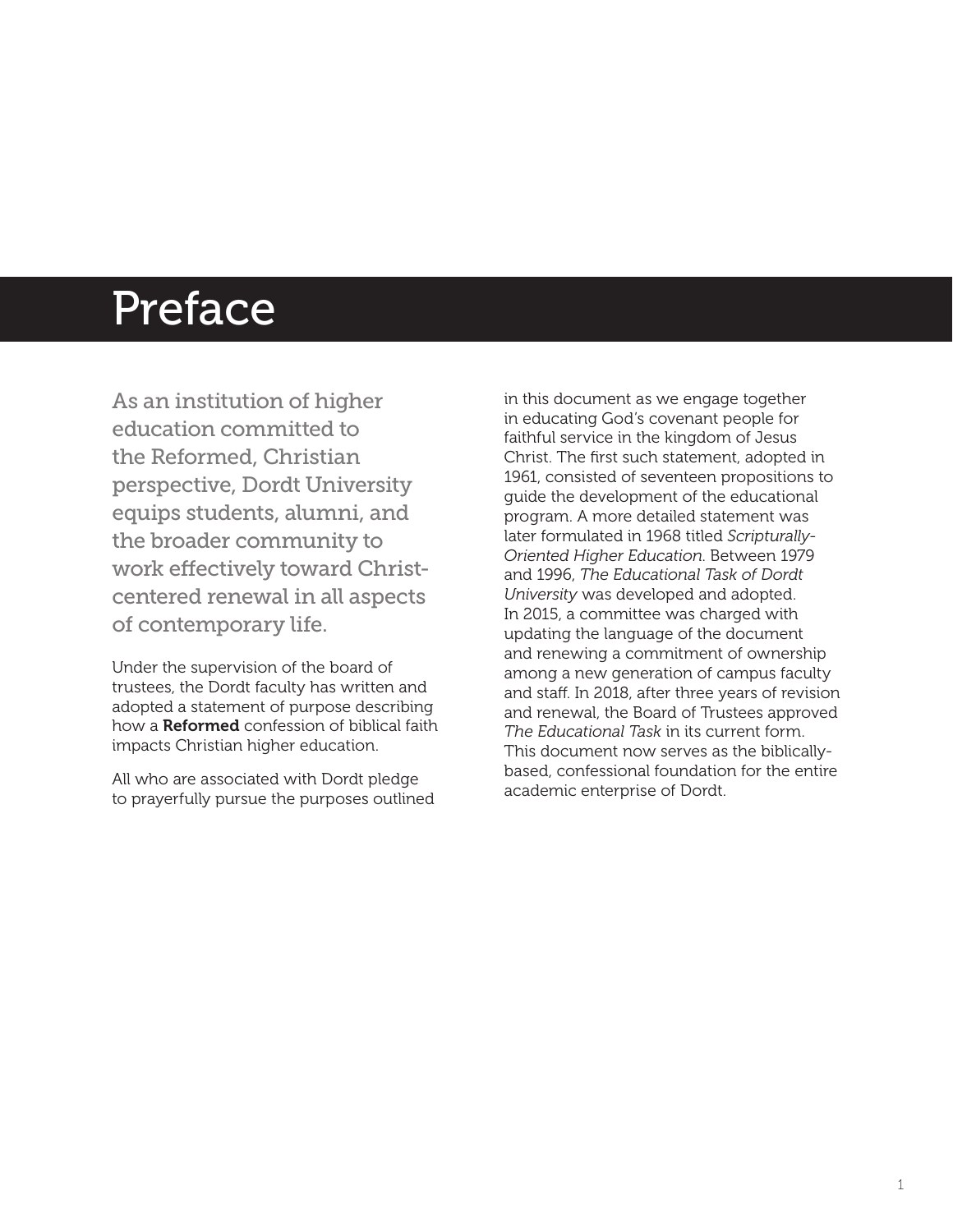# Preface

As an institution of higher education committed to the Reformed, Christian perspective, Dordt University equips students, alumni, and the broader community to work effectively toward Christ-centered renewal in all aspects of contemporary life.

Under the supervision of the board of trustees, the Dordt faculty has written and adopted a statement of purpose describing how a **Reformed** confession of biblical faith impacts Christian higher education.

All who are associated with Dordt pledge to prayerfully pursue the purposes outlined in this document as we engage together in educating God's covenant people for faithful service in the kingdom of Jesus Christ. The first such statement, adopted in 1961, consisted of seventeen propositions to guide the development of the educational program. A more detailed statement was later formulated in 1968 titled *Scripturally-Oriented Higher Education*. Between 1979 and 1996, *The Educational Task of Dordt University* was developed and adopted. In 2015, a committee was charged with updating the language of the document and renewing a commitment of ownership among a new generation of campus faculty and staff. In 2018, after three years of revision and renewal, the Board of Trustees approved *The Educational Task* in its current form. This document now serves as the biblically-based, confessional foundation for the entire academic enterprise of Dordt.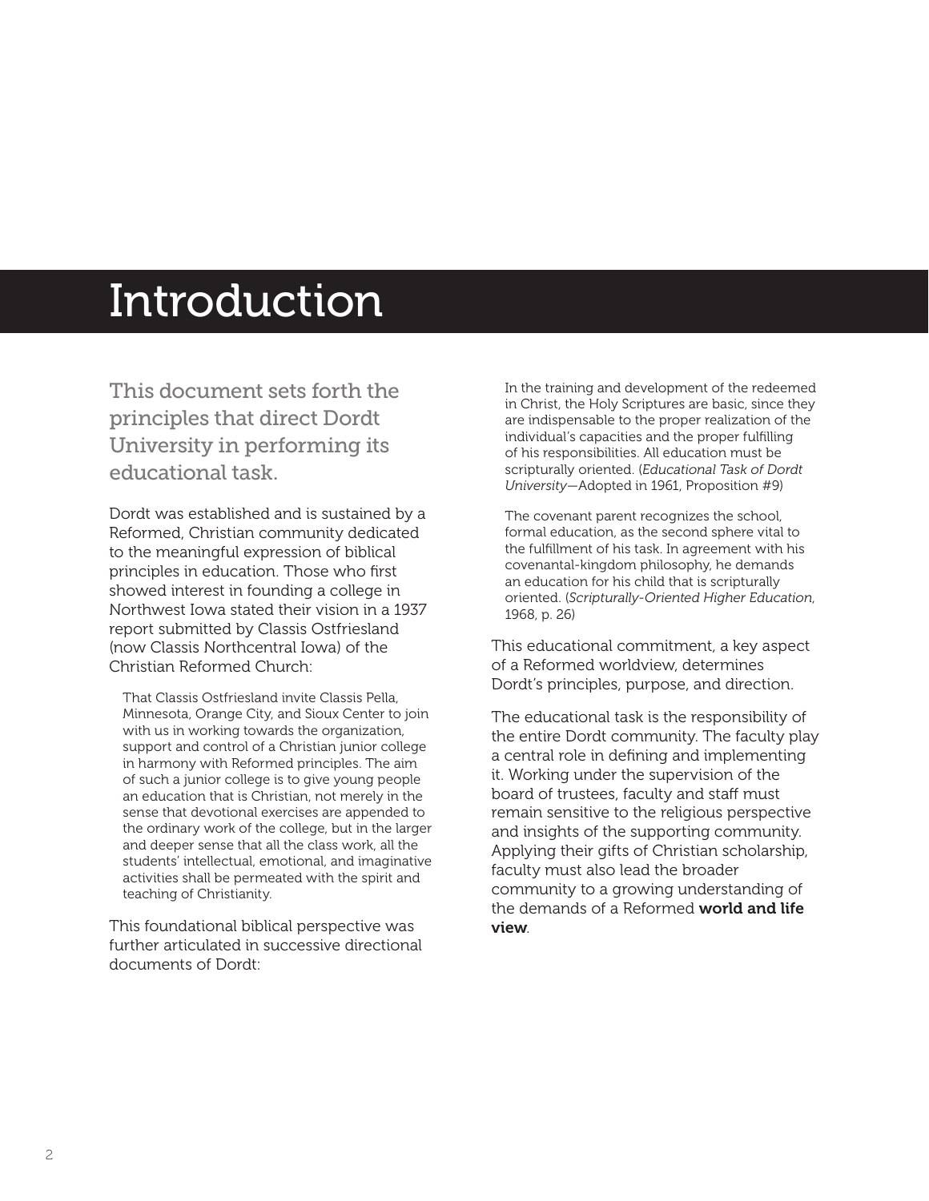# Introduction

This document sets forth the principles that direct Dordt University in performing its educational task.

Dordt was established and is sustained by a Reformed, Christian community dedicated to the meaningful expression of biblical principles in education. Those who first showed interest in founding a college in Northwest Iowa stated their vision in a 1937 report submitted by Classis Ostfriesland (now Classis Northcentral Iowa) of the Christian Reformed Church:

> That Classis Ostfriesland invite Classis Pella, Minnesota, Orange City, and Sioux Center to join with us in working towards the organization, support and control of a Christian junior college in harmony with Reformed principles. The aim of such a junior college is to give young people an education that is Christian, not merely in the sense that devotional exercises are appended to the ordinary work of the college, but in the larger and deeper sense that all the class work, all the students' intellectual, emotional, and imaginative activities shall be permeated with the spirit and teaching of Christianity.

This foundational biblical perspective was further articulated in successive directional documents of Dordt:

> In the training and development of the redeemed in Christ, the Holy Scriptures are basic, since they are indispensable to the proper realization of the individual's capacities and the proper fulfilling of his responsibilities. All education must be scripturally oriented. (*Educational Task of Dordt University*—Adopted in 1961, Proposition #9)

> The covenant parent recognizes the school, formal education, as the second sphere vital to the fulfillment of his task. In agreement with his covenantal-kingdom philosophy, he demands an education for his child that is scripturally oriented. (*Scripturally-Oriented Higher Education*, 1968, p. 26)

This educational commitment, a key aspect of a Reformed worldview, determines Dordt's principles, purpose, and direction.

The educational task is the responsibility of the entire Dordt community. The faculty play a central role in defining and implementing it. Working under the supervision of the board of trustees, faculty and staff must remain sensitive to the religious perspective and insights of the supporting community. Applying their gifts of Christian scholarship, faculty must also lead the broader community to a growing understanding of the demands of a Reformed **world and life view**.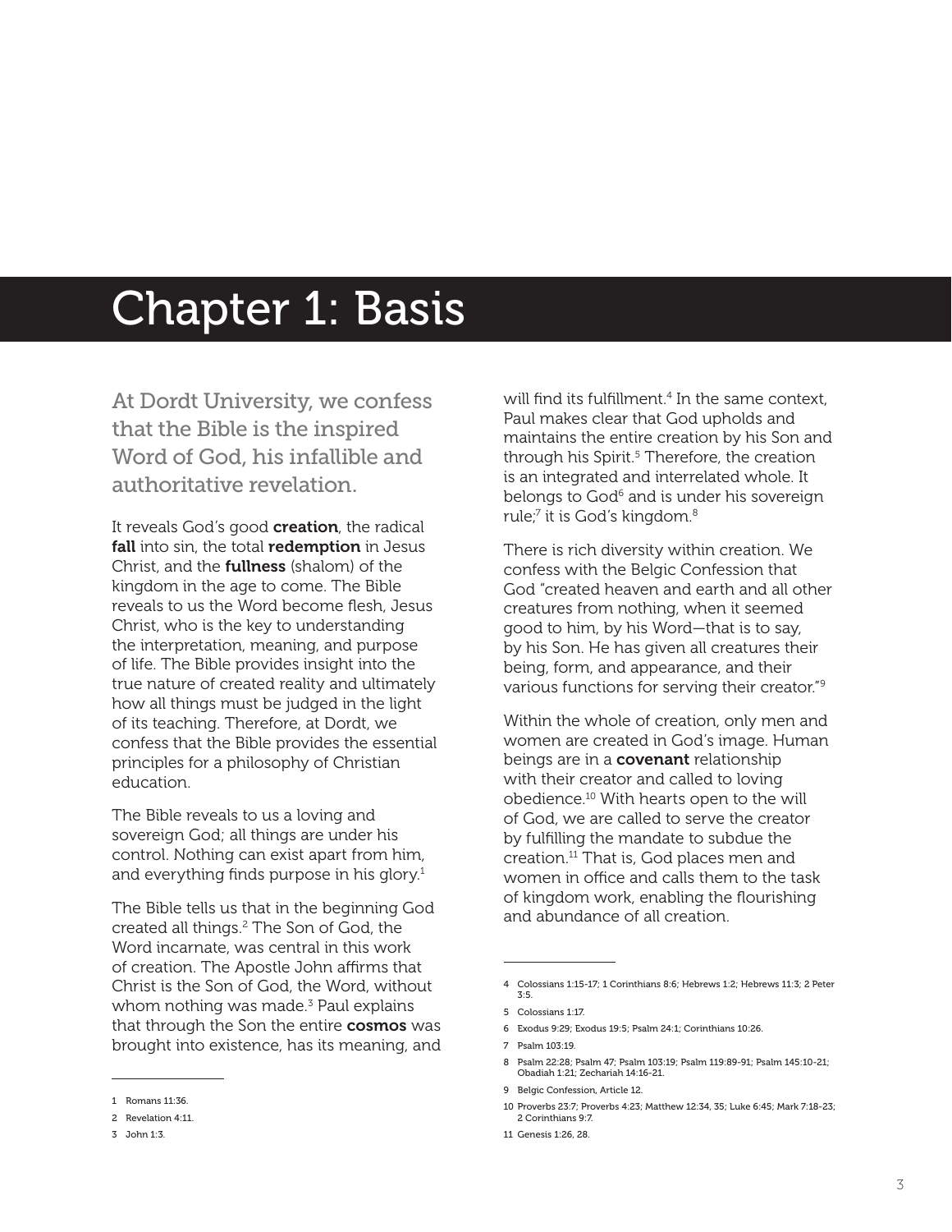# Chapter 1: Basis

## At Dordt University, we confess that the Bible is the inspired Word of God, his infallible and authoritative revelation.

It reveals God's good **creation**, the radical **fall** into sin, the total **redemption** in Jesus Christ, and the **fullness** (shalom) of the kingdom in the age to come. The Bible reveals to us the Word become flesh, Jesus Christ, who is the key to understanding the interpretation, meaning, and purpose of life. The Bible provides insight into the true nature of created reality and ultimately how all things must be judged in the light of its teaching. Therefore, at Dordt, we confess that the Bible provides the essential principles for a philosophy of Christian education.

The Bible reveals to us a loving and sovereign God; all things are under his control. Nothing can exist apart from him, and everything finds purpose in his glory.[1]

The Bible tells us that in the beginning God created all things.[2] The Son of God, the Word incarnate, was central in this work of creation. The Apostle John affirms that Christ is the Son of God, the Word, without whom nothing was made.[3] Paul explains that through the Son the entire **cosmos** was brought into existence, has its meaning, and will find its fulfillment.[4] In the same context, Paul makes clear that God upholds and maintains the entire creation by his Son and through his Spirit.[5] Therefore, the creation is an integrated and interrelated whole. It belongs to God[6] and is under his sovereign rule;[7] it is God's kingdom.[8]

There is rich diversity within creation. We confess with the Belgic Confession that God "created heaven and earth and all other creatures from nothing, when it seemed good to him, by his Word—that is to say, by his Son. He has given all creatures their being, form, and appearance, and their various functions for serving their creator."[9]

Within the whole of creation, only men and women are created in God's image. Human beings are in a **covenant** relationship with their creator and called to loving obedience.[10] With hearts open to the will of God, we are called to serve the creator by fulfilling the mandate to subdue the creation.[11] That is, God places men and women in office and calls them to the task of kingdom work, enabling the flourishing and abundance of all creation.

---

1 Romans 11:36.

2 Revelation 4:11.

3 John 1:3.

4 Colossians 1:15-17; 1 Corinthians 8:6; Hebrews 1:2; Hebrews 11:3; 2 Peter 3:5.

5 Colossians 1:17.

6 Exodus 9:29; Exodus 19:5; Psalm 24:1; Corinthians 10:26.

7 Psalm 103:19.

8 Psalm 22:28; Psalm 47; Psalm 103:19; Psalm 119:89-91; Psalm 145:10-21; Obadiah 1:21; Zechariah 14:16-21.

9 Belgic Confession, Article 12.

10 Proverbs 23:7; Proverbs 4:23; Matthew 12:34, 35; Luke 6:45; Mark 7:18-23; 2 Corinthians 9:7.

11 Genesis 1:26, 28.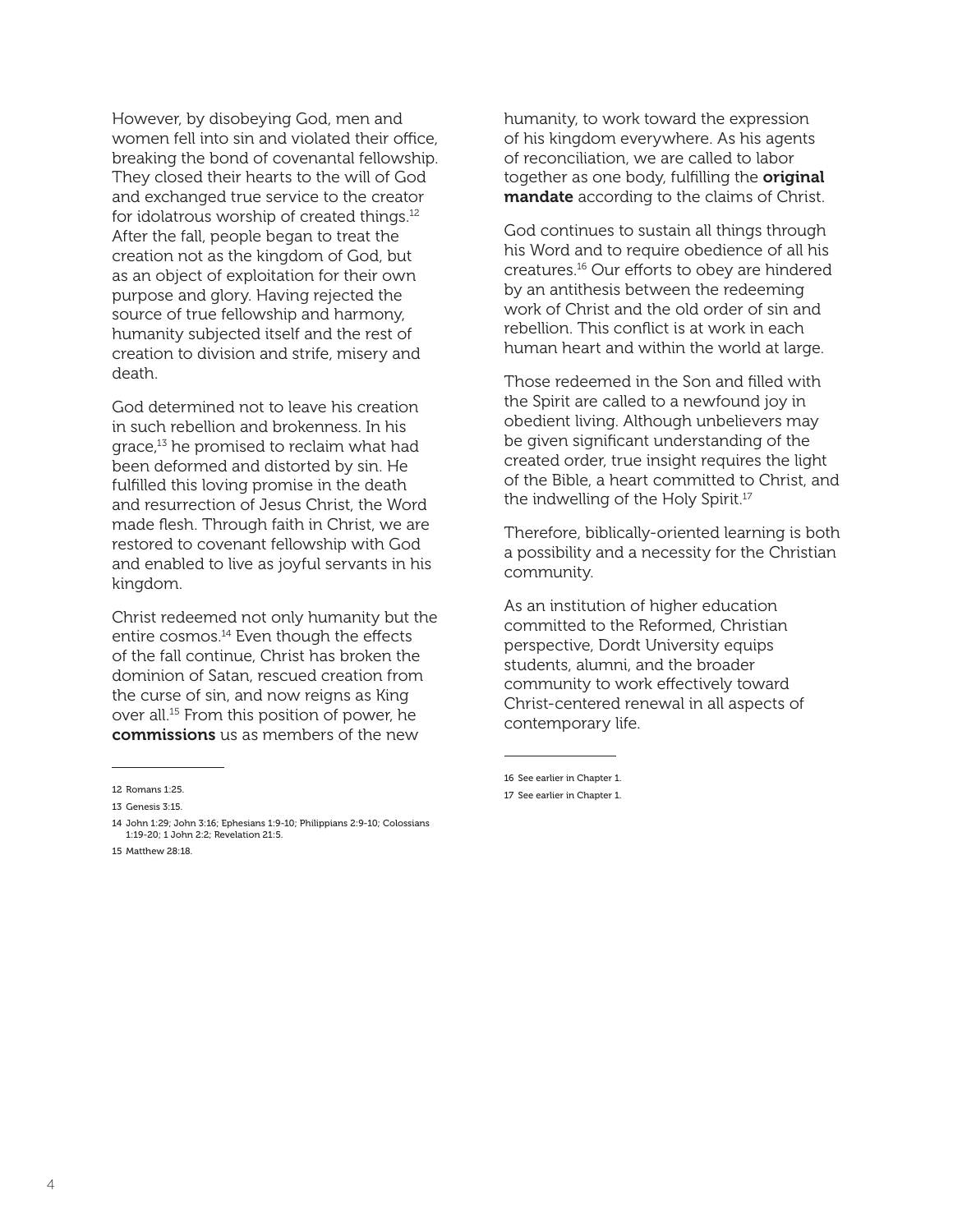However, by disobeying God, men and women fell into sin and violated their office, breaking the bond of covenantal fellowship. They closed their hearts to the will of God and exchanged true service to the creator for idolatrous worship of created things.[12] After the fall, people began to treat the creation not as the kingdom of God, but as an object of exploitation for their own purpose and glory. Having rejected the source of true fellowship and harmony, humanity subjected itself and the rest of creation to division and strife, misery and death.

God determined not to leave his creation in such rebellion and brokenness. In his grace,[13] he promised to reclaim what had been deformed and distorted by sin. He fulfilled this loving promise in the death and resurrection of Jesus Christ, the Word made flesh. Through faith in Christ, we are restored to covenant fellowship with God and enabled to live as joyful servants in his kingdom.

Christ redeemed not only humanity but the entire cosmos.[14] Even though the effects of the fall continue, Christ has broken the dominion of Satan, rescued creation from the curse of sin, and now reigns as King over all.[15] From this position of power, he **commissions** us as members of the new humanity, to work toward the expression of his kingdom everywhere. As his agents of reconciliation, we are called to labor together as one body, fulfilling the **original mandate** according to the claims of Christ.

God continues to sustain all things through his Word and to require obedience of all his creatures.[16] Our efforts to obey are hindered by an antithesis between the redeeming work of Christ and the old order of sin and rebellion. This conflict is at work in each human heart and within the world at large.

Those redeemed in the Son and filled with the Spirit are called to a newfound joy in obedient living. Although unbelievers may be given significant understanding of the created order, true insight requires the light of the Bible, a heart committed to Christ, and the indwelling of the Holy Spirit.[17]

Therefore, biblically-oriented learning is both a possibility and a necessity for the Christian community.

As an institution of higher education committed to the Reformed, Christian perspective, Dordt University equips students, alumni, and the broader community to work effectively toward Christ-centered renewal in all aspects of contemporary life.

---

12 Romans 1:25.

13 Genesis 3:15.

14 John 1:29; John 3:16; Ephesians 1:9-10; Philippians 2:9-10; Colossians 1:19-20; 1 John 2:2; Revelation 21:5.

15 Matthew 28:18.

16 See earlier in Chapter 1.

17 See earlier in Chapter 1.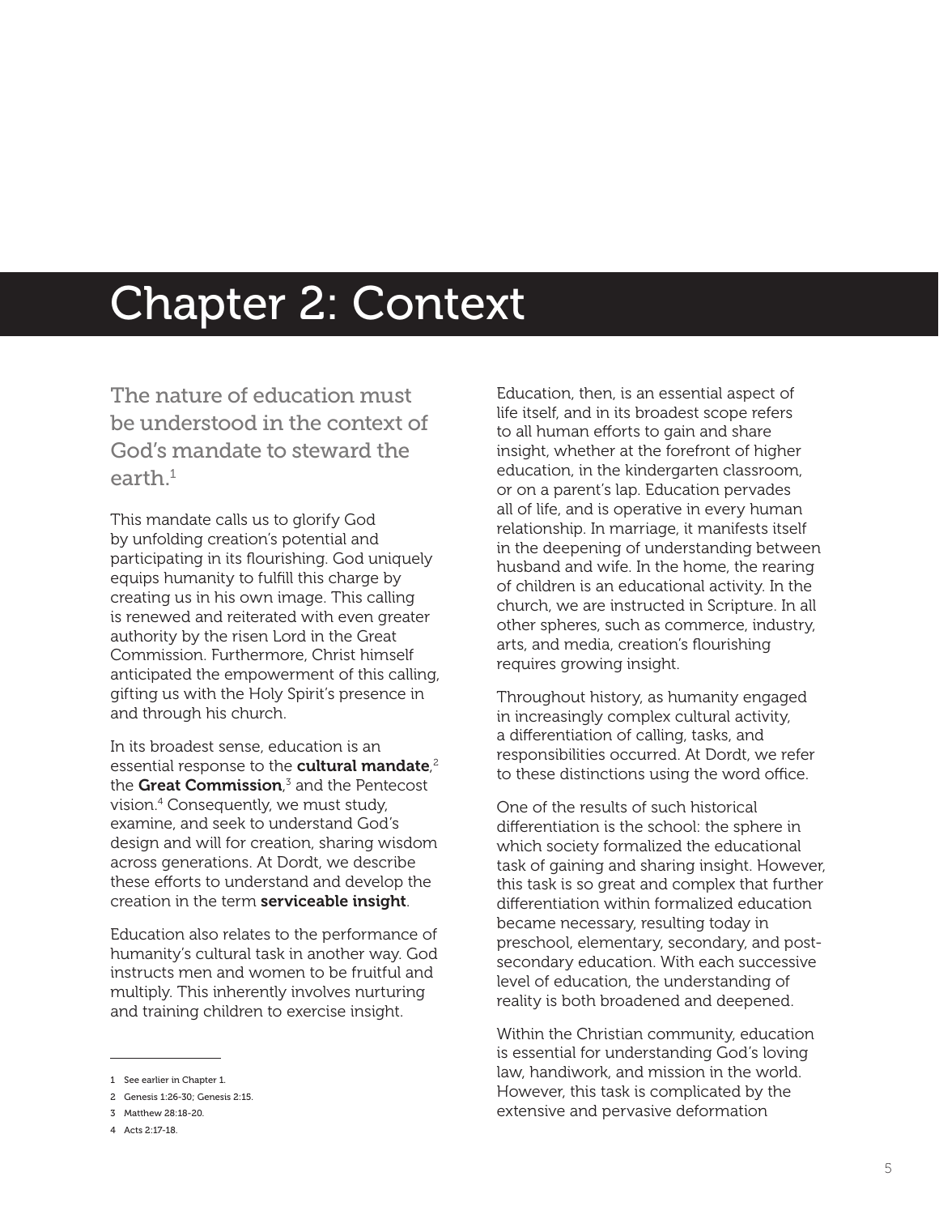# Chapter 2: Context

The nature of education must be understood in the context of God's mandate to steward the earth.[1]

This mandate calls us to glorify God by unfolding creation's potential and participating in its flourishing. God uniquely equips humanity to fulfill this charge by creating us in his own image. This calling is renewed and reiterated with even greater authority by the risen Lord in the Great Commission. Furthermore, Christ himself anticipated the empowerment of this calling, gifting us with the Holy Spirit's presence in and through his church.

In its broadest sense, education is an essential response to the **cultural mandate**,[2] the **Great Commission**,[3] and the Pentecost vision.[4] Consequently, we must study, examine, and seek to understand God's design and will for creation, sharing wisdom across generations. At Dordt, we describe these efforts to understand and develop the creation in the term **serviceable insight**.

Education also relates to the performance of humanity's cultural task in another way. God instructs men and women to be fruitful and multiply. This inherently involves nurturing and training children to exercise insight.

Education, then, is an essential aspect of life itself, and in its broadest scope refers to all human efforts to gain and share insight, whether at the forefront of higher education, in the kindergarten classroom, or on a parent's lap. Education pervades all of life, and is operative in every human relationship. In marriage, it manifests itself in the deepening of understanding between husband and wife. In the home, the rearing of children is an educational activity. In the church, we are instructed in Scripture. In all other spheres, such as commerce, industry, arts, and media, creation's flourishing requires growing insight.

Throughout history, as humanity engaged in increasingly complex cultural activity, a differentiation of calling, tasks, and responsibilities occurred. At Dordt, we refer to these distinctions using the word office.

One of the results of such historical differentiation is the school: the sphere in which society formalized the educational task of gaining and sharing insight. However, this task is so great and complex that further differentiation within formalized education became necessary, resulting today in preschool, elementary, secondary, and post-secondary education. With each successive level of education, the understanding of reality is both broadened and deepened.

Within the Christian community, education is essential for understanding God's loving law, handiwork, and mission in the world. However, this task is complicated by the extensive and pervasive deformation

---

1 See earlier in Chapter 1.

2 Genesis 1:26-30; Genesis 2:15.

3 Matthew 28:18-20.

4 Acts 2:17-18.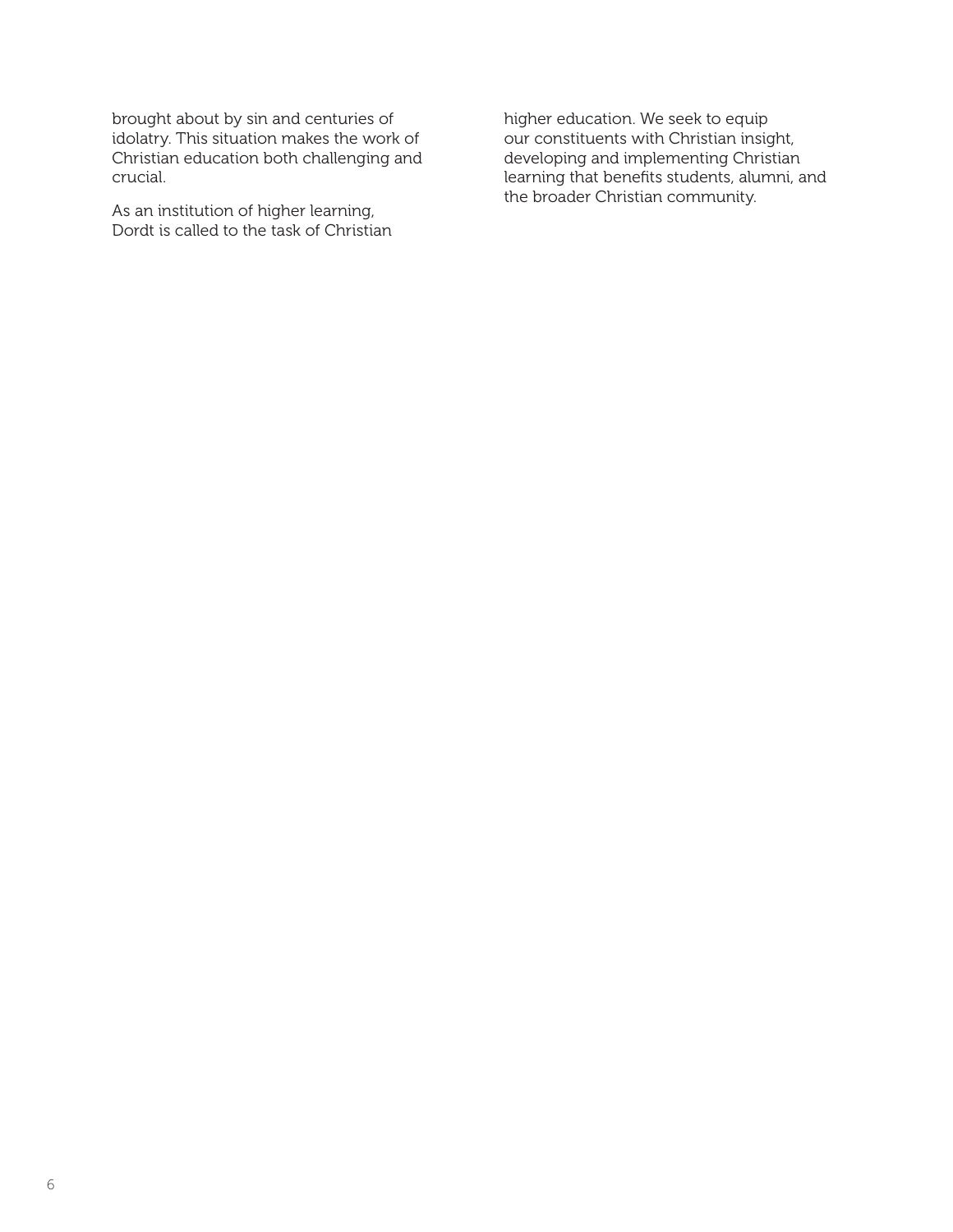brought about by sin and centuries of idolatry. This situation makes the work of Christian education both challenging and crucial.

As an institution of higher learning, Dordt is called to the task of Christian higher education. We seek to equip our constituents with Christian insight, developing and implementing Christian learning that benefits students, alumni, and the broader Christian community.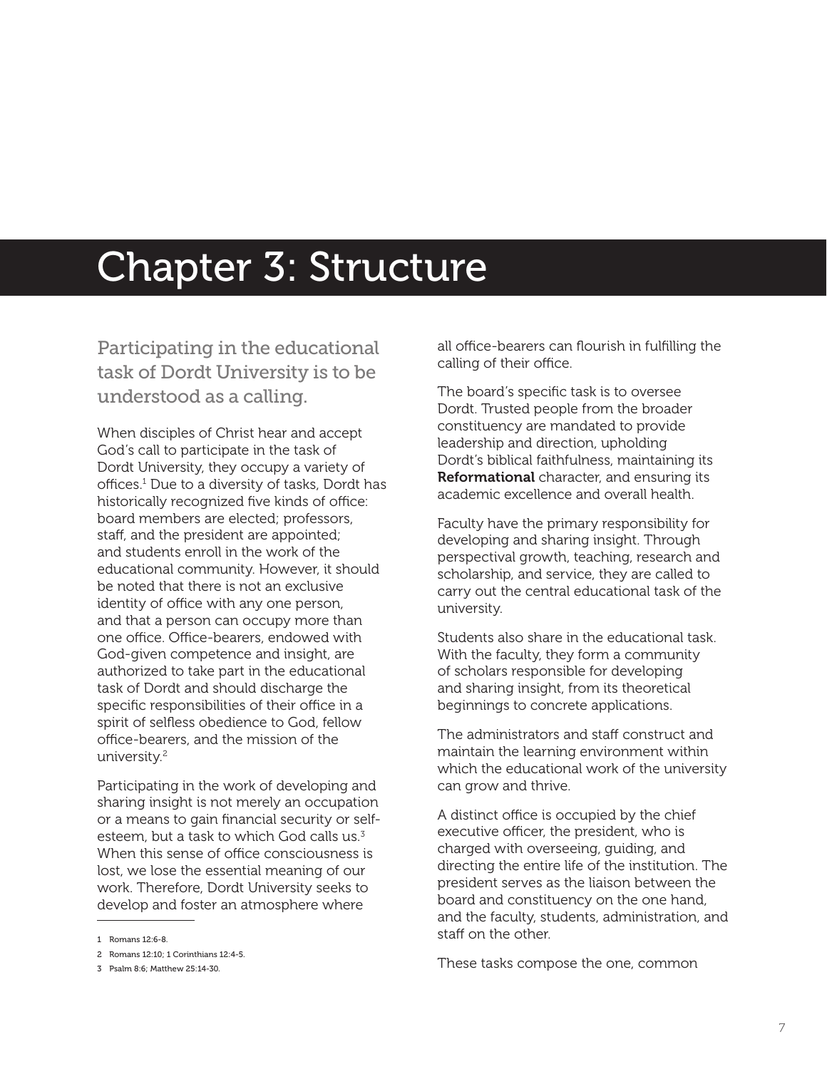# Chapter 3: Structure

## Participating in the educational task of Dordt University is to be understood as a calling.

When disciples of Christ hear and accept God's call to participate in the task of Dordt University, they occupy a variety of offices.[1] Due to a diversity of tasks, Dordt has historically recognized five kinds of office: board members are elected; professors, staff, and the president are appointed; and students enroll in the work of the educational community. However, it should be noted that there is not an exclusive identity of office with any one person, and that a person can occupy more than one office. Office-bearers, endowed with God-given competence and insight, are authorized to take part in the educational task of Dordt and should discharge the specific responsibilities of their office in a spirit of selfless obedience to God, fellow office-bearers, and the mission of the university.[2]

Participating in the work of developing and sharing insight is not merely an occupation or a means to gain financial security or self-esteem, but a task to which God calls us.[3] When this sense of office consciousness is lost, we lose the essential meaning of our work. Therefore, Dordt University seeks to develop and foster an atmosphere where all office-bearers can flourish in fulfilling the calling of their office.

The board's specific task is to oversee Dordt. Trusted people from the broader constituency are mandated to provide leadership and direction, upholding Dordt's biblical faithfulness, maintaining its **Reformational** character, and ensuring its academic excellence and overall health.

Faculty have the primary responsibility for developing and sharing insight. Through perspectival growth, teaching, research and scholarship, and service, they are called to carry out the central educational task of the university.

Students also share in the educational task. With the faculty, they form a community of scholars responsible for developing and sharing insight, from its theoretical beginnings to concrete applications.

The administrators and staff construct and maintain the learning environment within which the educational work of the university can grow and thrive.

A distinct office is occupied by the chief executive officer, the president, who is charged with overseeing, guiding, and directing the entire life of the institution. The president serves as the liaison between the board and constituency on the one hand, and the faculty, students, administration, and staff on the other.

These tasks compose the one, common

---

1 Romans 12:6-8.

2 Romans 12:10; 1 Corinthians 12:4-5.

3 Psalm 8:6; Matthew 25:14-30.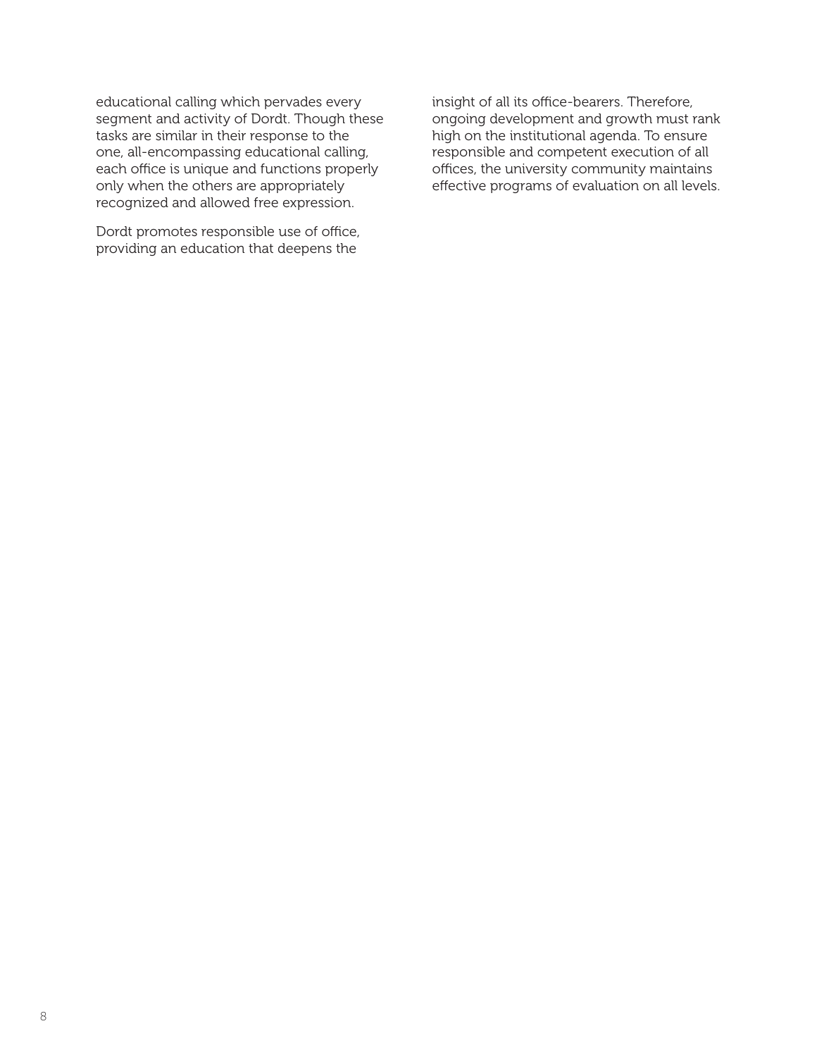educational calling which pervades every segment and activity of Dordt. Though these tasks are similar in their response to the one, all-encompassing educational calling, each office is unique and functions properly only when the others are appropriately recognized and allowed free expression.

Dordt promotes responsible use of office, providing an education that deepens the insight of all its office-bearers. Therefore, ongoing development and growth must rank high on the institutional agenda. To ensure responsible and competent execution of all offices, the university community maintains effective programs of evaluation on all levels.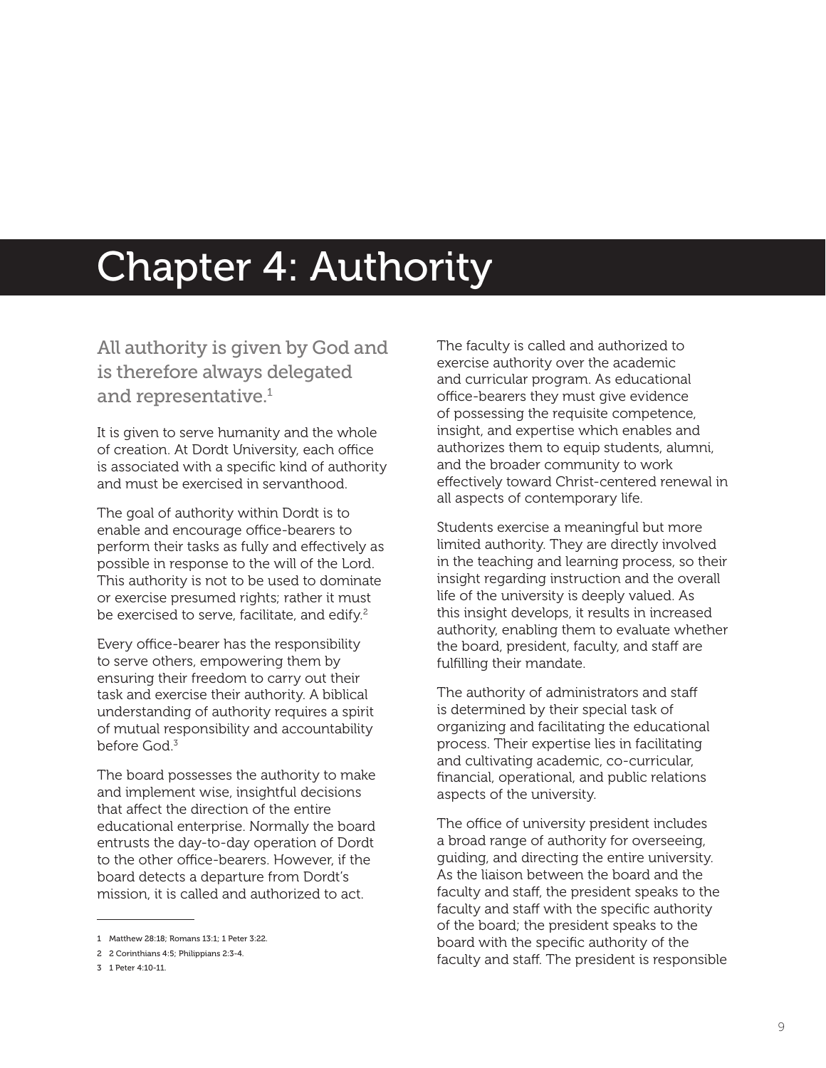# Chapter 4: Authority

## All authority is given by God and is therefore always delegated and representative.[1]

It is given to serve humanity and the whole of creation. At Dordt University, each office is associated with a specific kind of authority and must be exercised in servanthood.

The goal of authority within Dordt is to enable and encourage office-bearers to perform their tasks as fully and effectively as possible in response to the will of the Lord. This authority is not to be used to dominate or exercise presumed rights; rather it must be exercised to serve, facilitate, and edify.[2]

Every office-bearer has the responsibility to serve others, empowering them by ensuring their freedom to carry out their task and exercise their authority. A biblical understanding of authority requires a spirit of mutual responsibility and accountability before God.[3]

The board possesses the authority to make and implement wise, insightful decisions that affect the direction of the entire educational enterprise. Normally the board entrusts the day-to-day operation of Dordt to the other office-bearers. However, if the board detects a departure from Dordt's mission, it is called and authorized to act.

The faculty is called and authorized to exercise authority over the academic and curricular program. As educational office-bearers they must give evidence of possessing the requisite competence, insight, and expertise which enables and authorizes them to equip students, alumni, and the broader community to work effectively toward Christ-centered renewal in all aspects of contemporary life.

Students exercise a meaningful but more limited authority. They are directly involved in the teaching and learning process, so their insight regarding instruction and the overall life of the university is deeply valued. As this insight develops, it results in increased authority, enabling them to evaluate whether the board, president, faculty, and staff are fulfilling their mandate.

The authority of administrators and staff is determined by their special task of organizing and facilitating the educational process. Their expertise lies in facilitating and cultivating academic, co-curricular, financial, operational, and public relations aspects of the university.

The office of university president includes a broad range of authority for overseeing, guiding, and directing the entire university. As the liaison between the board and the faculty and staff, the president speaks to the faculty and staff with the specific authority of the board; the president speaks to the board with the specific authority of the faculty and staff. The president is responsible

---

1 Matthew 28:18; Romans 13:1; 1 Peter 3:22.

2 2 Corinthians 4:5; Philippians 2:3-4.

3 1 Peter 4:10-11.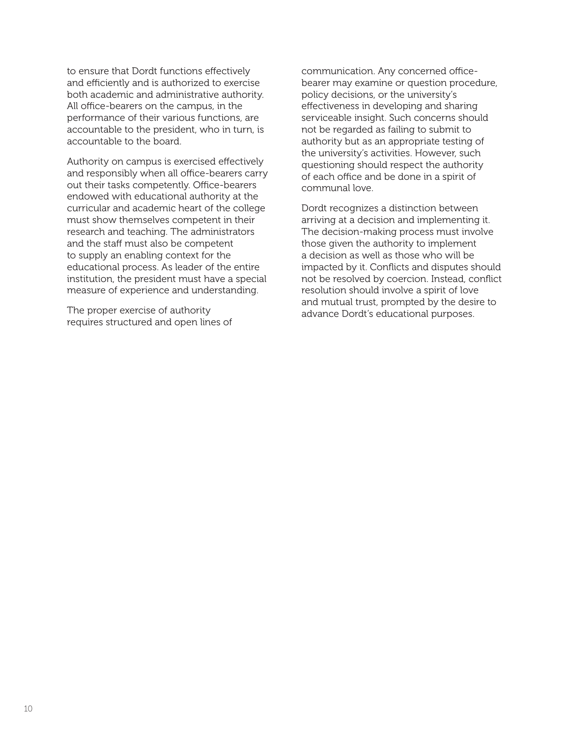to ensure that Dordt functions effectively and efficiently and is authorized to exercise both academic and administrative authority. All office-bearers on the campus, in the performance of their various functions, are accountable to the president, who in turn, is accountable to the board.

Authority on campus is exercised effectively and responsibly when all office-bearers carry out their tasks competently. Office-bearers endowed with educational authority at the curricular and academic heart of the college must show themselves competent in their research and teaching. The administrators and the staff must also be competent to supply an enabling context for the educational process. As leader of the entire institution, the president must have a special measure of experience and understanding.

The proper exercise of authority requires structured and open lines of communication. Any concerned office-bearer may examine or question procedure, policy decisions, or the university's effectiveness in developing and sharing serviceable insight. Such concerns should not be regarded as failing to submit to authority but as an appropriate testing of the university's activities. However, such questioning should respect the authority of each office and be done in a spirit of communal love.

Dordt recognizes a distinction between arriving at a decision and implementing it. The decision-making process must involve those given the authority to implement a decision as well as those who will be impacted by it. Conflicts and disputes should not be resolved by coercion. Instead, conflict resolution should involve a spirit of love and mutual trust, prompted by the desire to advance Dordt's educational purposes.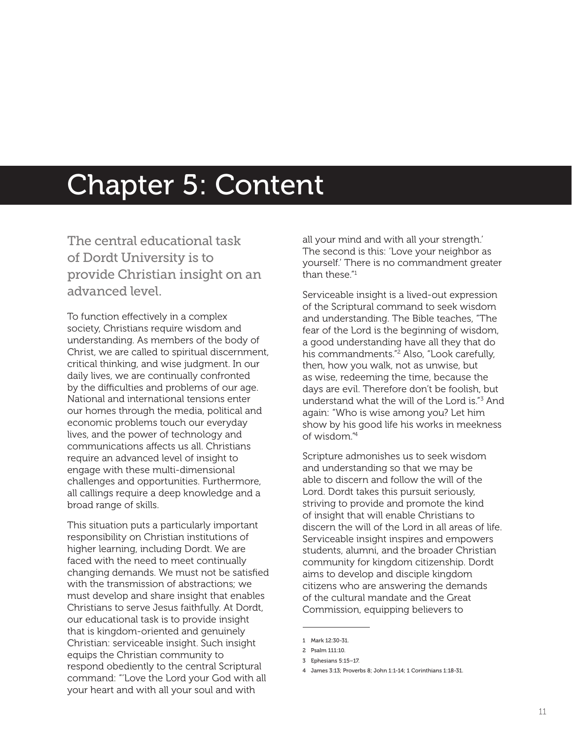# Chapter 5: Content

## The central educational task of Dordt University is to provide Christian insight on an advanced level.

To function effectively in a complex society, Christians require wisdom and understanding. As members of the body of Christ, we are called to spiritual discernment, critical thinking, and wise judgment. In our daily lives, we are continually confronted by the difficulties and problems of our age. National and international tensions enter our homes through the media, political and economic problems touch our everyday lives, and the power of technology and communications affects us all. Christians require an advanced level of insight to engage with these multi-dimensional challenges and opportunities. Furthermore, all callings require a deep knowledge and a broad range of skills.

This situation puts a particularly important responsibility on Christian institutions of higher learning, including Dordt. We are faced with the need to meet continually changing demands. We must not be satisfied with the transmission of abstractions; we must develop and share insight that enables Christians to serve Jesus faithfully. At Dordt, our educational task is to provide insight that is kingdom-oriented and genuinely Christian: serviceable insight. Such insight equips the Christian community to respond obediently to the central Scriptural command: "'Love the Lord your God with all your heart and with all your soul and with all your mind and with all your strength.' The second is this: 'Love your neighbor as yourself.' There is no commandment greater than these."[1]

Serviceable insight is a lived-out expression of the Scriptural command to seek wisdom and understanding. The Bible teaches, "The fear of the Lord is the beginning of wisdom, a good understanding have all they that do his commandments."[2] Also, "Look carefully, then, how you walk, not as unwise, but as wise, redeeming the time, because the days are evil. Therefore don't be foolish, but understand what the will of the Lord is."[3] And again: "Who is wise among you? Let him show by his good life his works in meekness of wisdom."[4]

Scripture admonishes us to seek wisdom and understanding so that we may be able to discern and follow the will of the Lord. Dordt takes this pursuit seriously, striving to provide and promote the kind of insight that will enable Christians to discern the will of the Lord in all areas of life. Serviceable insight inspires and empowers students, alumni, and the broader Christian community for kingdom citizenship. Dordt aims to develop and disciple kingdom citizens who are answering the demands of the cultural mandate and the Great Commission, equipping believers to

---

1 Mark 12:30-31.

2 Psalm 111:10.

3 Ephesians 5:15–17.

4 James 3:13; Proverbs 8; John 1:1-14; 1 Corinthians 1:18-31.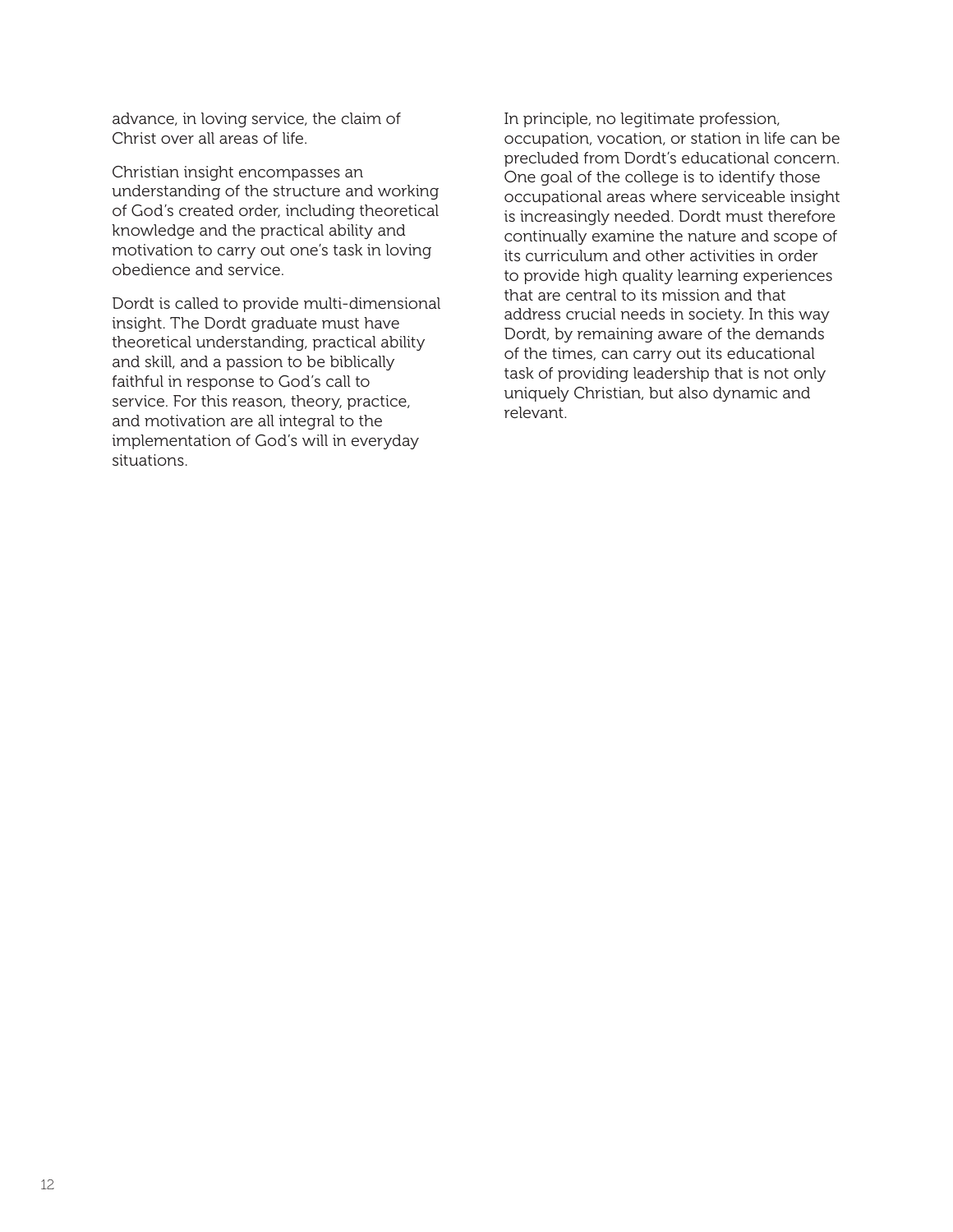advance, in loving service, the claim of Christ over all areas of life.

Christian insight encompasses an understanding of the structure and working of God's created order, including theoretical knowledge and the practical ability and motivation to carry out one's task in loving obedience and service.

Dordt is called to provide multi-dimensional insight. The Dordt graduate must have theoretical understanding, practical ability and skill, and a passion to be biblically faithful in response to God's call to service. For this reason, theory, practice, and motivation are all integral to the implementation of God's will in everyday situations.

In principle, no legitimate profession, occupation, vocation, or station in life can be precluded from Dordt's educational concern. One goal of the college is to identify those occupational areas where serviceable insight is increasingly needed. Dordt must therefore continually examine the nature and scope of its curriculum and other activities in order to provide high quality learning experiences that are central to its mission and that address crucial needs in society. In this way Dordt, by remaining aware of the demands of the times, can carry out its educational task of providing leadership that is not only uniquely Christian, but also dynamic and relevant.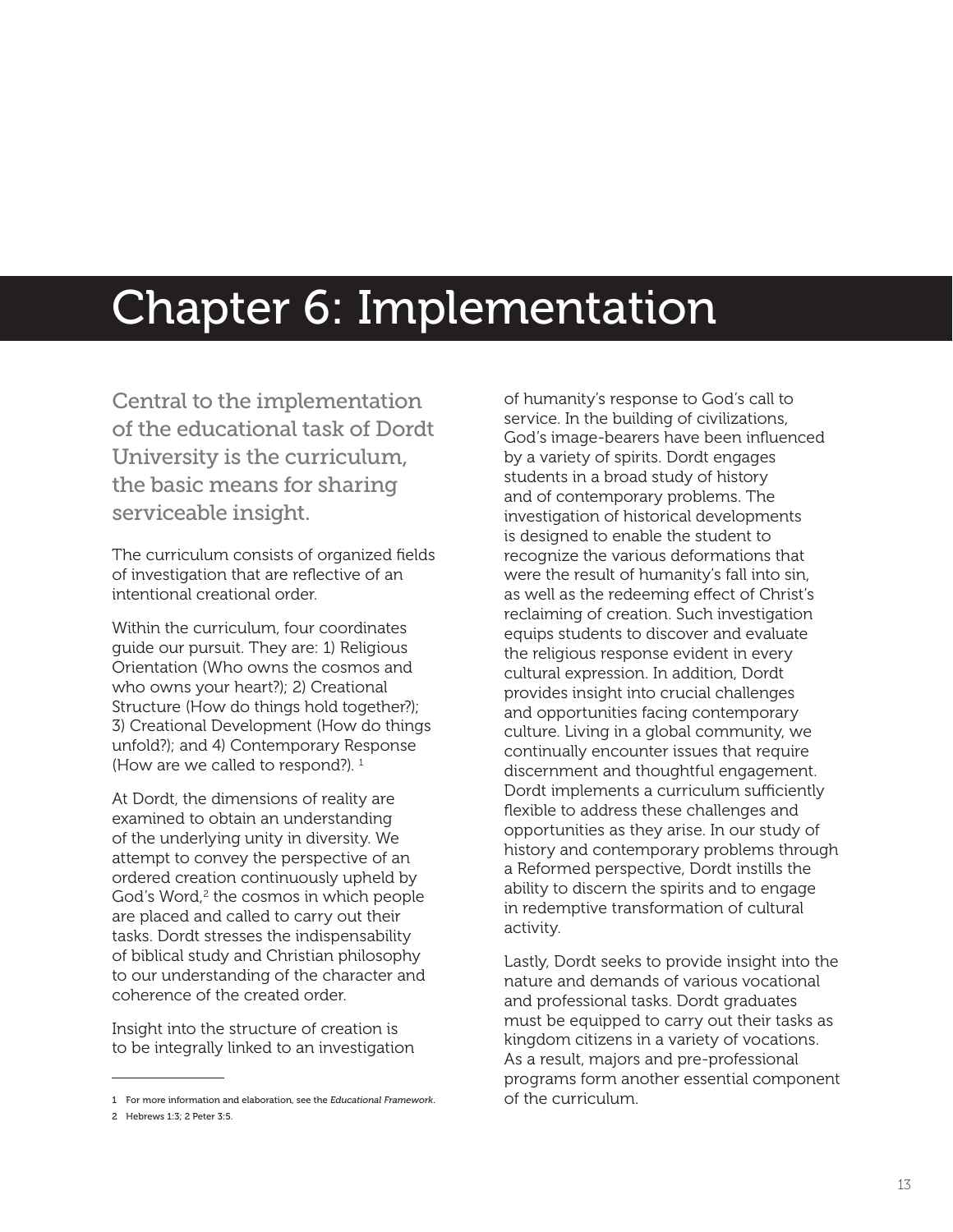# Chapter 6: Implementation

Central to the implementation of the educational task of Dordt University is the curriculum, the basic means for sharing serviceable insight.

The curriculum consists of organized fields of investigation that are reflective of an intentional creational order.

Within the curriculum, four coordinates guide our pursuit. They are: 1) Religious Orientation (Who owns the cosmos and who owns your heart?); 2) Creational Structure (How do things hold together?); 3) Creational Development (How do things unfold?); and 4) Contemporary Response (How are we called to respond?). [1]

At Dordt, the dimensions of reality are examined to obtain an understanding of the underlying unity in diversity. We attempt to convey the perspective of an ordered creation continuously upheld by God's Word,[2] the cosmos in which people are placed and called to carry out their tasks. Dordt stresses the indispensability of biblical study and Christian philosophy to our understanding of the character and coherence of the created order.

Insight into the structure of creation is to be integrally linked to an investigation of humanity's response to God's call to service. In the building of civilizations, God's image-bearers have been influenced by a variety of spirits. Dordt engages students in a broad study of history and of contemporary problems. The investigation of historical developments is designed to enable the student to recognize the various deformations that were the result of humanity's fall into sin, as well as the redeeming effect of Christ's reclaiming of creation. Such investigation equips students to discover and evaluate the religious response evident in every cultural expression. In addition, Dordt provides insight into crucial challenges and opportunities facing contemporary culture. Living in a global community, we continually encounter issues that require discernment and thoughtful engagement. Dordt implements a curriculum sufficiently flexible to address these challenges and opportunities as they arise. In our study of history and contemporary problems through a Reformed perspective, Dordt instills the ability to discern the spirits and to engage in redemptive transformation of cultural activity.

Lastly, Dordt seeks to provide insight into the nature and demands of various vocational and professional tasks. Dordt graduates must be equipped to carry out their tasks as kingdom citizens in a variety of vocations. As a result, majors and pre-professional programs form another essential component of the curriculum.

---

1 For more information and elaboration, see the *Educational Framework*.

2 Hebrews 1:3; 2 Peter 3:5.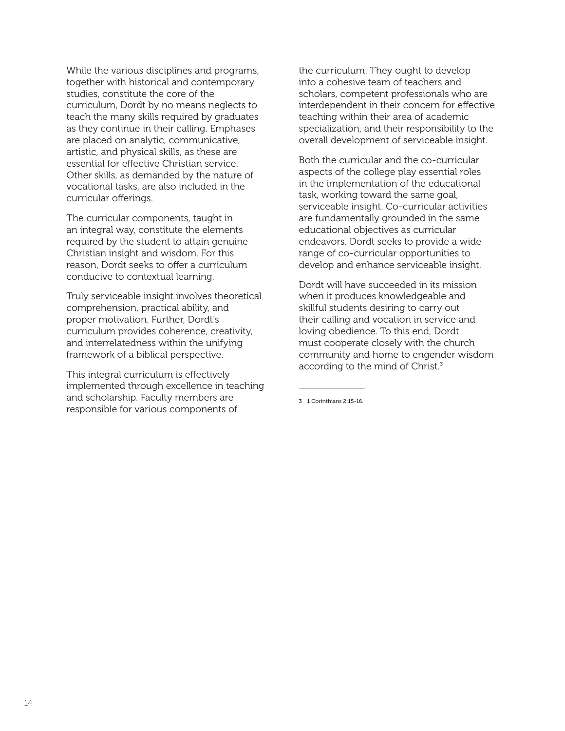While the various disciplines and programs, together with historical and contemporary studies, constitute the core of the curriculum, Dordt by no means neglects to teach the many skills required by graduates as they continue in their calling. Emphases are placed on analytic, communicative, artistic, and physical skills, as these are essential for effective Christian service. Other skills, as demanded by the nature of vocational tasks, are also included in the curricular offerings.

The curricular components, taught in an integral way, constitute the elements required by the student to attain genuine Christian insight and wisdom. For this reason, Dordt seeks to offer a curriculum conducive to contextual learning.

Truly serviceable insight involves theoretical comprehension, practical ability, and proper motivation. Further, Dordt's curriculum provides coherence, creativity, and interrelatedness within the unifying framework of a biblical perspective.

This integral curriculum is effectively implemented through excellence in teaching and scholarship. Faculty members are responsible for various components of the curriculum. They ought to develop into a cohesive team of teachers and scholars, competent professionals who are interdependent in their concern for effective teaching within their area of academic specialization, and their responsibility to the overall development of serviceable insight.

Both the curricular and the co-curricular aspects of the college play essential roles in the implementation of the educational task, working toward the same goal, serviceable insight. Co-curricular activities are fundamentally grounded in the same educational objectives as curricular endeavors. Dordt seeks to provide a wide range of co-curricular opportunities to develop and enhance serviceable insight.

Dordt will have succeeded in its mission when it produces knowledgeable and skillful students desiring to carry out their calling and vocation in service and loving obedience. To this end, Dordt must cooperate closely with the church community and home to engender wisdom according to the mind of Christ.[3]

---

3 1 Corinthians 2:15-16.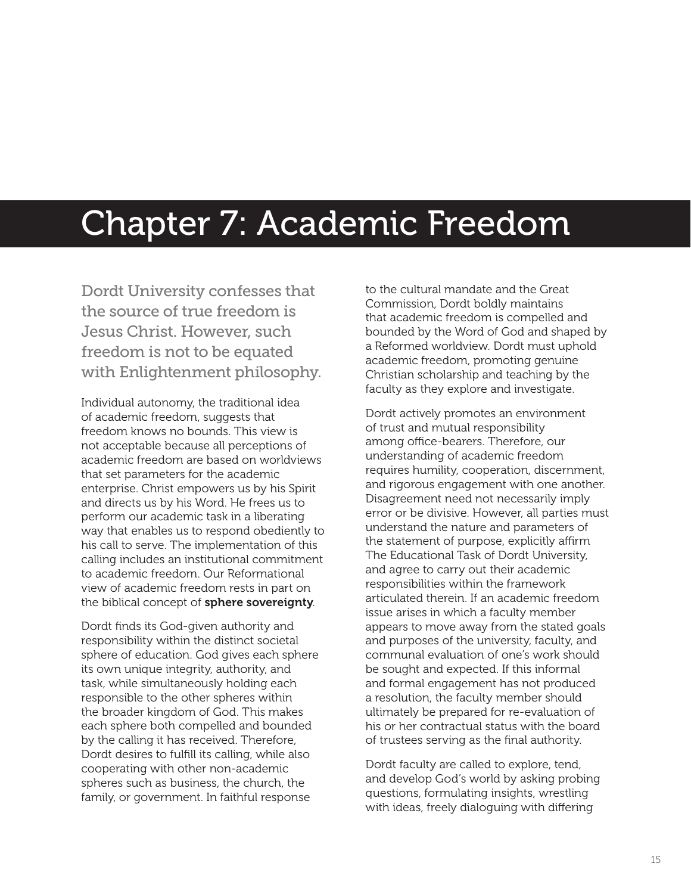# Chapter 7: Academic Freedom

Dordt University confesses that the source of true freedom is Jesus Christ. However, such freedom is not to be equated with Enlightenment philosophy.

Individual autonomy, the traditional idea of academic freedom, suggests that freedom knows no bounds. This view is not acceptable because all perceptions of academic freedom are based on worldviews that set parameters for the academic enterprise. Christ empowers us by his Spirit and directs us by his Word. He frees us to perform our academic task in a liberating way that enables us to respond obediently to his call to serve. The implementation of this calling includes an institutional commitment to academic freedom. Our Reformational view of academic freedom rests in part on the biblical concept of **sphere sovereignty**.

Dordt finds its God-given authority and responsibility within the distinct societal sphere of education. God gives each sphere its own unique integrity, authority, and task, while simultaneously holding each responsible to the other spheres within the broader kingdom of God. This makes each sphere both compelled and bounded by the calling it has received. Therefore, Dordt desires to fulfill its calling, while also cooperating with other non-academic spheres such as business, the church, the family, or government. In faithful response to the cultural mandate and the Great Commission, Dordt boldly maintains that academic freedom is compelled and bounded by the Word of God and shaped by a Reformed worldview. Dordt must uphold academic freedom, promoting genuine Christian scholarship and teaching by the faculty as they explore and investigate.

Dordt actively promotes an environment of trust and mutual responsibility among office-bearers. Therefore, our understanding of academic freedom requires humility, cooperation, discernment, and rigorous engagement with one another. Disagreement need not necessarily imply error or be divisive. However, all parties must understand the nature and parameters of the statement of purpose, explicitly affirm The Educational Task of Dordt University, and agree to carry out their academic responsibilities within the framework articulated therein. If an academic freedom issue arises in which a faculty member appears to move away from the stated goals and purposes of the university, faculty, and communal evaluation of one's work should be sought and expected. If this informal and formal engagement has not produced a resolution, the faculty member should ultimately be prepared for re-evaluation of his or her contractual status with the board of trustees serving as the final authority.

Dordt faculty are called to explore, tend, and develop God's world by asking probing questions, formulating insights, wrestling with ideas, freely dialoguing with differing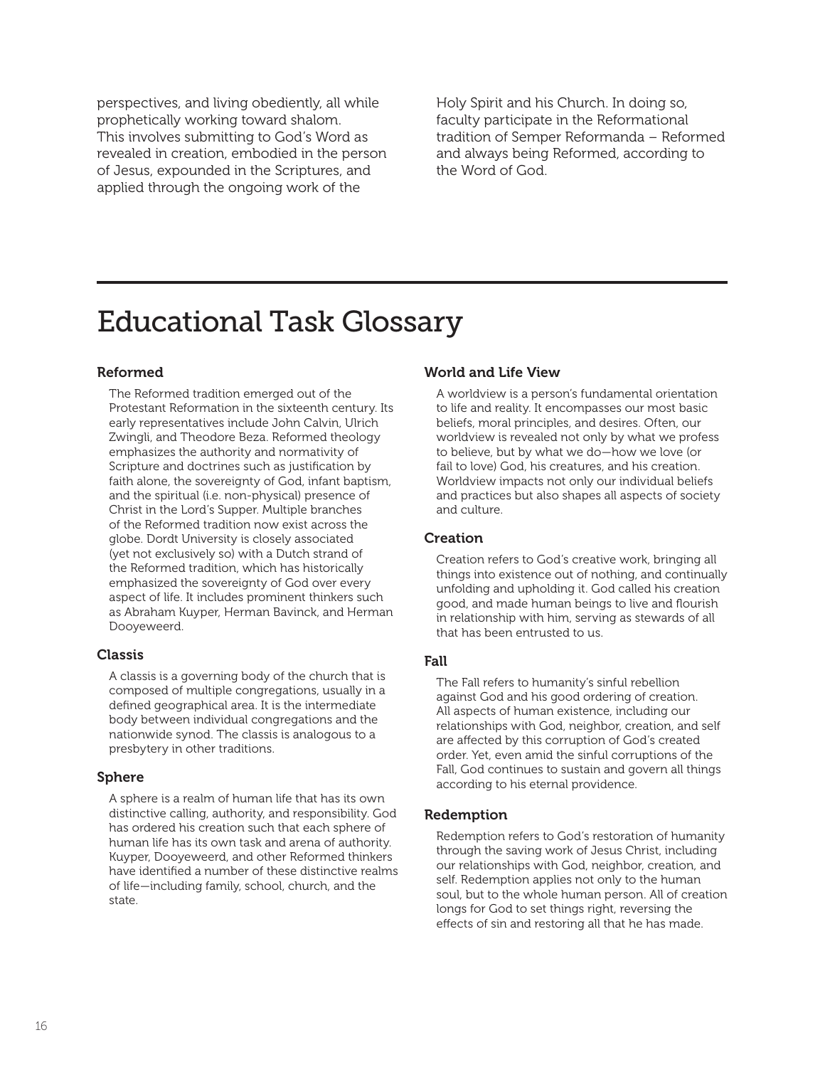perspectives, and living obediently, all while prophetically working toward shalom. This involves submitting to God's Word as revealed in creation, embodied in the person of Jesus, expounded in the Scriptures, and applied through the ongoing work of the Holy Spirit and his Church. In doing so, faculty participate in the Reformational tradition of Semper Reformanda – Reformed and always being Reformed, according to the Word of God.

# Educational Task Glossary

### Reformed

The Reformed tradition emerged out of the Protestant Reformation in the sixteenth century. Its early representatives include John Calvin, Ulrich Zwingli, and Theodore Beza. Reformed theology emphasizes the authority and normativity of Scripture and doctrines such as justification by faith alone, the sovereignty of God, infant baptism, and the spiritual (i.e. non-physical) presence of Christ in the Lord's Supper. Multiple branches of the Reformed tradition now exist across the globe. Dordt University is closely associated (yet not exclusively so) with a Dutch strand of the Reformed tradition, which has historically emphasized the sovereignty of God over every aspect of life. It includes prominent thinkers such as Abraham Kuyper, Herman Bavinck, and Herman Dooyeweerd.

### Classis

A classis is a governing body of the church that is composed of multiple congregations, usually in a defined geographical area. It is the intermediate body between individual congregations and the nationwide synod. The classis is analogous to a presbytery in other traditions.

### Sphere

A sphere is a realm of human life that has its own distinctive calling, authority, and responsibility. God has ordered his creation such that each sphere of human life has its own task and arena of authority. Kuyper, Dooyeweerd, and other Reformed thinkers have identified a number of these distinctive realms of life—including family, school, church, and the state.

### World and Life View

A worldview is a person's fundamental orientation to life and reality. It encompasses our most basic beliefs, moral principles, and desires. Often, our worldview is revealed not only by what we profess to believe, but by what we do—how we love (or fail to love) God, his creatures, and his creation. Worldview impacts not only our individual beliefs and practices but also shapes all aspects of society and culture.

### Creation

Creation refers to God's creative work, bringing all things into existence out of nothing, and continually unfolding and upholding it. God called his creation good, and made human beings to live and flourish in relationship with him, serving as stewards of all that has been entrusted to us.

### Fall

The Fall refers to humanity's sinful rebellion against God and his good ordering of creation. All aspects of human existence, including our relationships with God, neighbor, creation, and self are affected by this corruption of God's created order. Yet, even amid the sinful corruptions of the Fall, God continues to sustain and govern all things according to his eternal providence.

### Redemption

Redemption refers to God's restoration of humanity through the saving work of Jesus Christ, including our relationships with God, neighbor, creation, and self. Redemption applies not only to the human soul, but to the whole human person. All of creation longs for God to set things right, reversing the effects of sin and restoring all that he has made.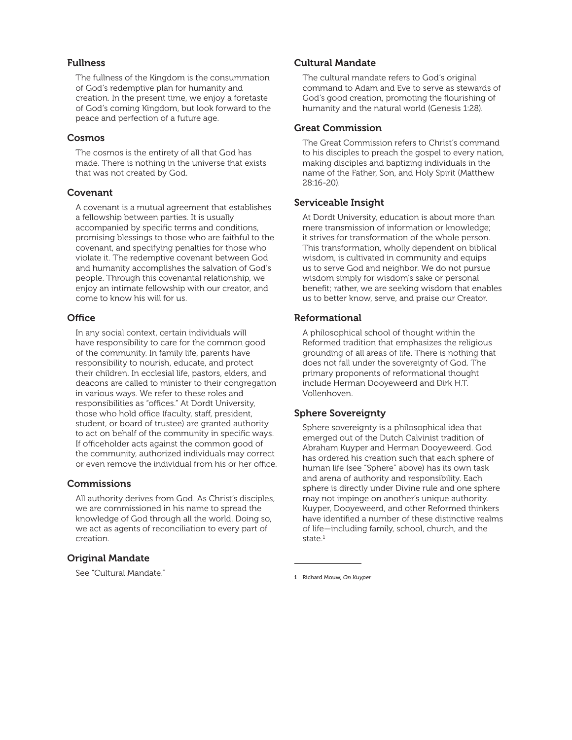### Fullness

The fullness of the Kingdom is the consummation of God's redemptive plan for humanity and creation. In the present time, we enjoy a foretaste of God's coming Kingdom, but look forward to the peace and perfection of a future age.

### Cosmos

The cosmos is the entirety of all that God has made. There is nothing in the universe that exists that was not created by God.

### Covenant

A covenant is a mutual agreement that establishes a fellowship between parties. It is usually accompanied by specific terms and conditions, promising blessings to those who are faithful to the covenant, and specifying penalties for those who violate it. The redemptive covenant between God and humanity accomplishes the salvation of God's people. Through this covenantal relationship, we enjoy an intimate fellowship with our creator, and come to know his will for us.

### Office

In any social context, certain individuals will have responsibility to care for the common good of the community. In family life, parents have responsibility to nourish, educate, and protect their children. In ecclesial life, pastors, elders, and deacons are called to minister to their congregation in various ways. We refer to these roles and responsibilities as "offices." At Dordt University, those who hold office (faculty, staff, president, student, or board of trustee) are granted authority to act on behalf of the community in specific ways. If officeholder acts against the common good of the community, authorized individuals may correct or even remove the individual from his or her office.

### Commissions

All authority derives from God. As Christ's disciples, we are commissioned in his name to spread the knowledge of God through all the world. Doing so, we act as agents of reconciliation to every part of creation.

### Original Mandate

See "Cultural Mandate."

### Cultural Mandate

The cultural mandate refers to God's original command to Adam and Eve to serve as stewards of God's good creation, promoting the flourishing of humanity and the natural world (Genesis 1:28).

### Great Commission

The Great Commission refers to Christ's command to his disciples to preach the gospel to every nation, making disciples and baptizing individuals in the name of the Father, Son, and Holy Spirit (Matthew 28:16-20).

### Serviceable Insight

At Dordt University, education is about more than mere transmission of information or knowledge; it strives for transformation of the whole person. This transformation, wholly dependent on biblical wisdom, is cultivated in community and equips us to serve God and neighbor. We do not pursue wisdom simply for wisdom's sake or personal benefit; rather, we are seeking wisdom that enables us to better know, serve, and praise our Creator.

### Reformational

A philosophical school of thought within the Reformed tradition that emphasizes the religious grounding of all areas of life. There is nothing that does not fall under the sovereignty of God. The primary proponents of reformational thought include Herman Dooyeweerd and Dirk H.T. Vollenhoven.

### Sphere Sovereignty

Sphere sovereignty is a philosophical idea that emerged out of the Dutch Calvinist tradition of Abraham Kuyper and Herman Dooyeweerd. God has ordered his creation such that each sphere of human life (see "Sphere" above) has its own task and arena of authority and responsibility. Each sphere is directly under Divine rule and one sphere may not impinge on another's unique authority. Kuyper, Dooyeweerd, and other Reformed thinkers have identified a number of these distinctive realms of life—including family, school, church, and the state.[1]

---

1 Richard Mouw, *On Kuyper*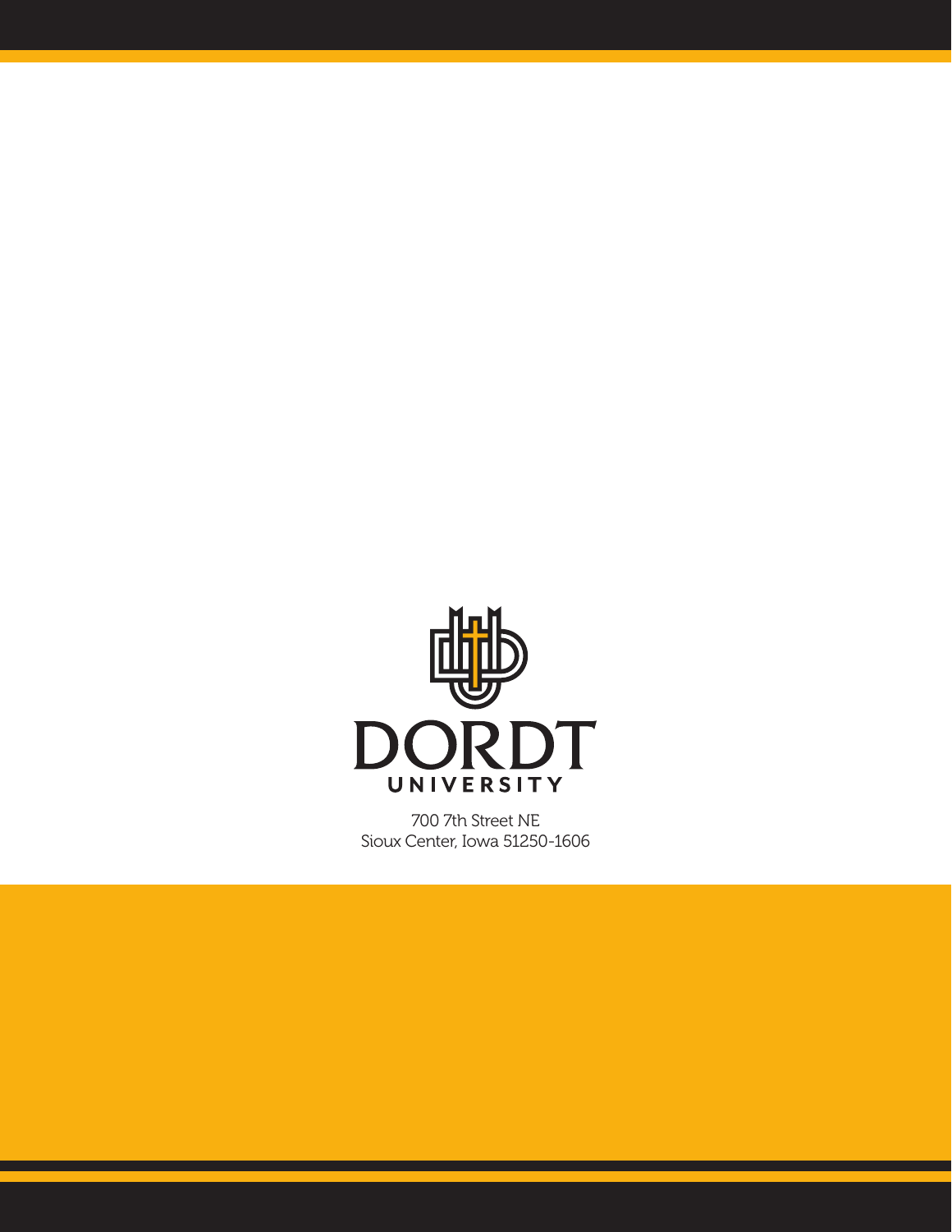DORDT

UNIVERSITY

700 7th Street NE
Sioux Center, Iowa 51250-1606